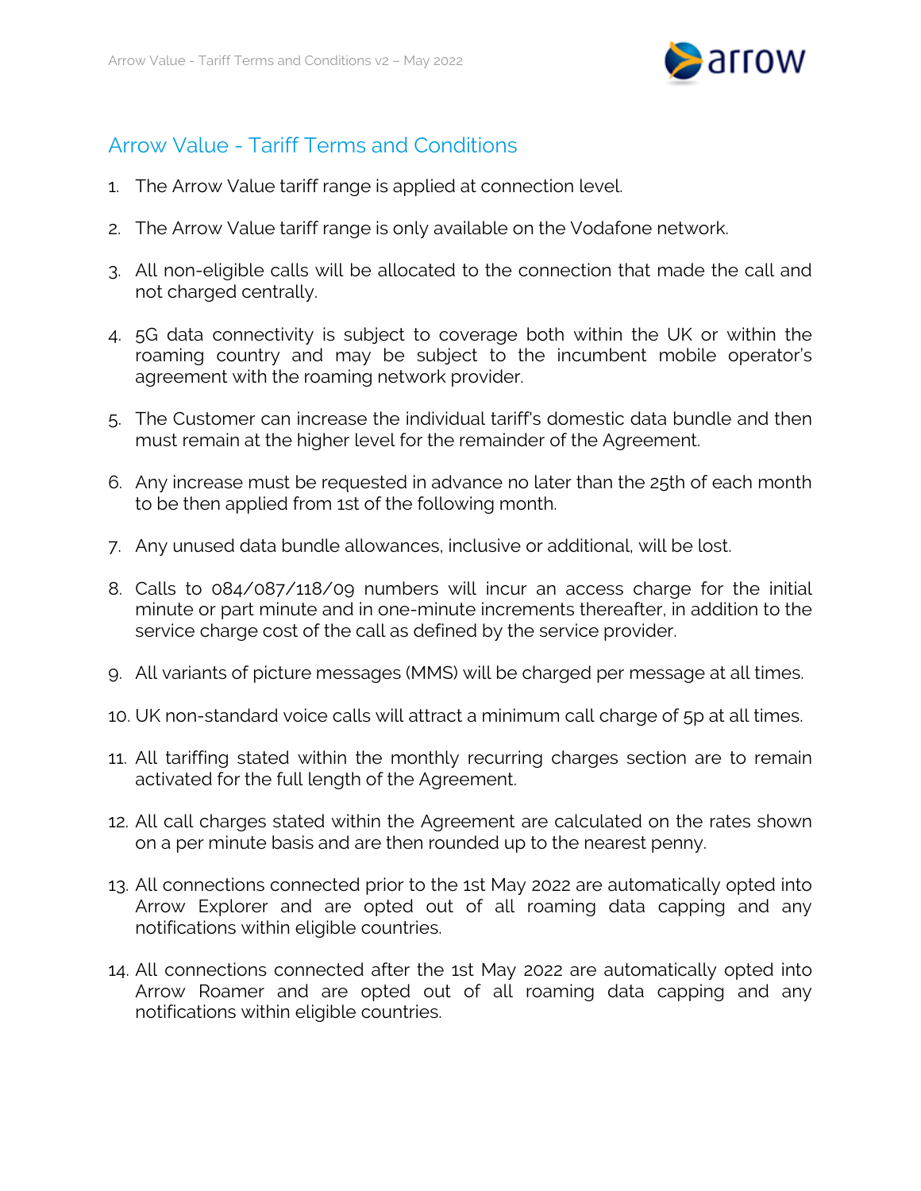## Arrow Value - Tariff Terms and Conditions

1. The Arrow Value tariff range is applied at connection level.
2. The Arrow Value tariff range is only available on the Vodafone network.
3. All non-eligible calls will be allocated to the connection that made the call and not charged centrally.
4. 5G data connectivity is subject to coverage both within the UK or within the roaming country and may be subject to the incumbent mobile operator's agreement with the roaming network provider.
5. The Customer can increase the individual tariff's domestic data bundle and then must remain at the higher level for the remainder of the Agreement.
6. Any increase must be requested in advance no later than the 25th of each month to be then applied from 1st of the following month.
7. Any unused data bundle allowances, inclusive or additional, will be lost.
8. Calls to 084/087/118/09 numbers will incur an access charge for the initial minute or part minute and in one-minute increments thereafter, in addition to the service charge cost of the call as defined by the service provider.
9. All variants of picture messages (MMS) will be charged per message at all times.
10. UK non-standard voice calls will attract a minimum call charge of 5p at all times.
11. All tariffing stated within the monthly recurring charges section are to remain activated for the full length of the Agreement.
12. All call charges stated within the Agreement are calculated on the rates shown on a per minute basis and are then rounded up to the nearest penny.
13. All connections connected prior to the 1st May 2022 are automatically opted into Arrow Explorer and are opted out of all roaming data capping and any notifications within eligible countries.
14. All connections connected after the 1st May 2022 are automatically opted into Arrow Roamer and are opted out of all roaming data capping and any notifications within eligible countries.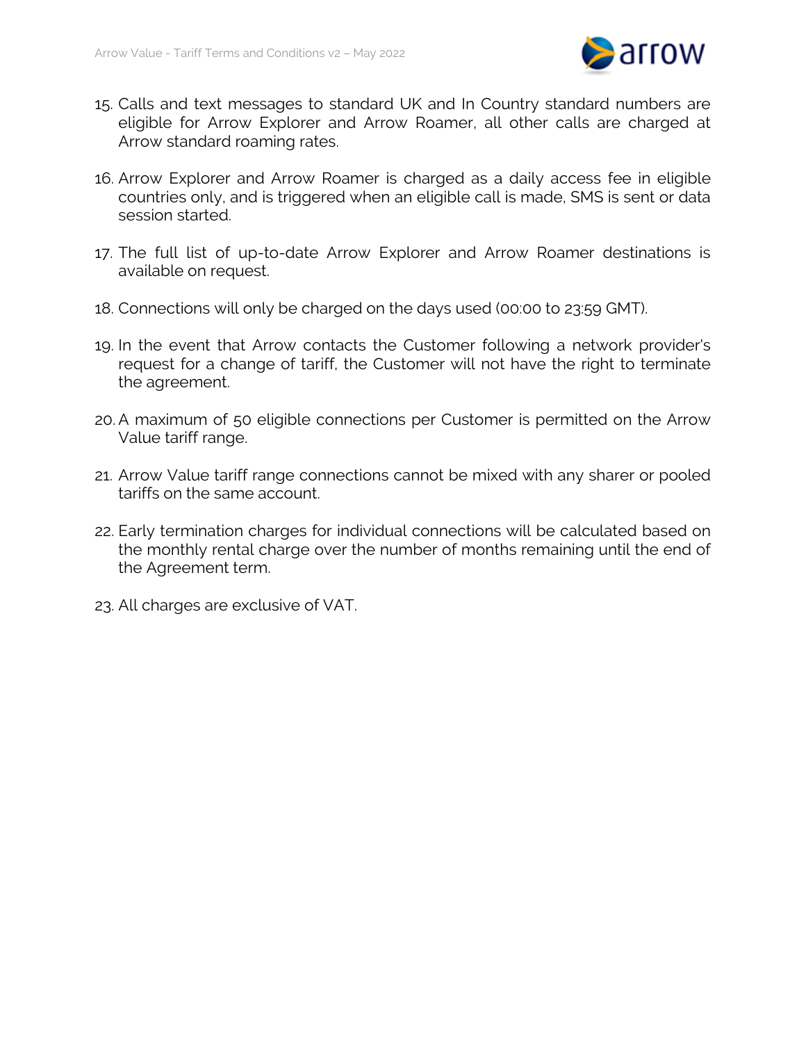15. Calls and text messages to standard UK and In Country standard numbers are eligible for Arrow Explorer and Arrow Roamer, all other calls are charged at Arrow standard roaming rates.

16. Arrow Explorer and Arrow Roamer is charged as a daily access fee in eligible countries only, and is triggered when an eligible call is made, SMS is sent or data session started.

17. The full list of up-to-date Arrow Explorer and Arrow Roamer destinations is available on request.

18. Connections will only be charged on the days used (00:00 to 23:59 GMT).

19. In the event that Arrow contacts the Customer following a network provider's request for a change of tariff, the Customer will not have the right to terminate the agreement.

20. A maximum of 50 eligible connections per Customer is permitted on the Arrow Value tariff range.

21. Arrow Value tariff range connections cannot be mixed with any sharer or pooled tariffs on the same account.

22. Early termination charges for individual connections will be calculated based on the monthly rental charge over the number of months remaining until the end of the Agreement term.

23. All charges are exclusive of VAT.